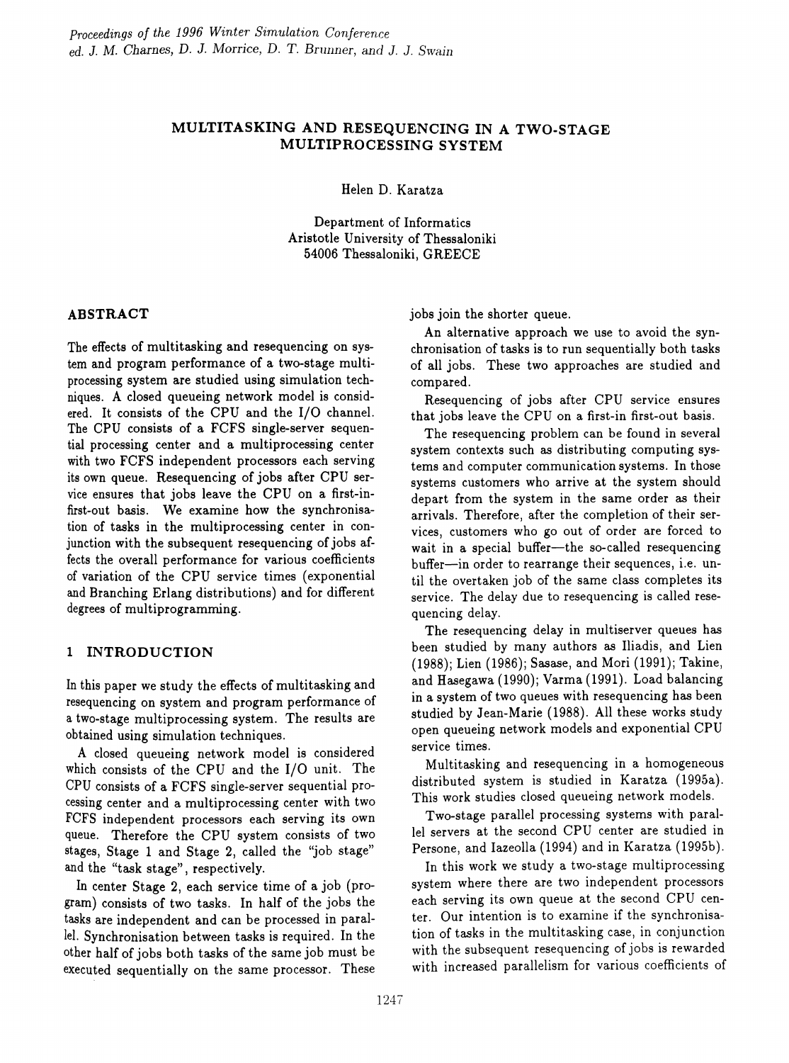*Proceedings of the 1996 Winter Simulation Conference*
*ed. J. M. Charnes, D. J. Morrice, D. T. Brunner, and J. J. Swain*

# MULTITASKING AND RESEQUENCING IN A TWO-STAGE MULTIPROCESSING SYSTEM

Helen D. Karatza

Department of Informatics
Aristotle University of Thessaloniki
54006 Thessaloniki, GREECE

## ABSTRACT

The effects of multitasking and resequencing on system and program performance of a two-stage multiprocessing system are studied using simulation techniques. A closed queueing network model is considered. It consists of the CPU and the I/O channel. The CPU consists of a FCFS single-server sequential processing center and a multiprocessing center with two FCFS independent processors each serving its own queue. Resequencing of jobs after CPU service ensures that jobs leave the CPU on a first-in-first-out basis. We examine how the synchronisation of tasks in the multiprocessing center in conjunction with the subsequent resequencing of jobs affects the overall performance for various coefficients of variation of the CPU service times (exponential and Branching Erlang distributions) and for different degrees of multiprogramming.

## 1 INTRODUCTION

In this paper we study the effects of multitasking and resequencing on system and program performance of a two-stage multiprocessing system. The results are obtained using simulation techniques.

A closed queueing network model is considered which consists of the CPU and the I/O unit. The CPU consists of a FCFS single-server sequential processing center and a multiprocessing center with two FCFS independent processors each serving its own queue. Therefore the CPU system consists of two stages, Stage 1 and Stage 2, called the "job stage" and the "task stage", respectively.

In center Stage 2, each service time of a job (program) consists of two tasks. In half of the jobs the tasks are independent and can be processed in parallel. Synchronisation between tasks is required. In the other half of jobs both tasks of the same job must be executed sequentially on the same processor. These jobs join the shorter queue.

An alternative approach we use to avoid the synchronisation of tasks is to run sequentially both tasks of all jobs. These two approaches are studied and compared.

Resequencing of jobs after CPU service ensures that jobs leave the CPU on a first-in first-out basis.

The resequencing problem can be found in several system contexts such as distributing computing systems and computer communication systems. In those systems customers who arrive at the system should depart from the system in the same order as their arrivals. Therefore, after the completion of their services, customers who go out of order are forced to wait in a special buffer—the so-called resequencing buffer—in order to rearrange their sequences, i.e. until the overtaken job of the same class completes its service. The delay due to resequencing is called resequencing delay.

The resequencing delay in multiserver queues has been studied by many authors as Iliadis, and Lien (1988); Lien (1986); Sasase, and Mori (1991); Takine, and Hasegawa (1990); Varma (1991). Load balancing in a system of two queues with resequencing has been studied by Jean-Marie (1988). All these works study open queueing network models and exponential CPU service times.

Multitasking and resequencing in a homogeneous distributed system is studied in Karatza (1995a). This work studies closed queueing network models.

Two-stage parallel processing systems with parallel servers at the second CPU center are studied in Persone, and Iazeolla (1994) and in Karatza (1995b).

In this work we study a two-stage multiprocessing system where there are two independent processors each serving its own queue at the second CPU center. Our intention is to examine if the synchronisation of tasks in the multitasking case, in conjunction with the subsequent resequencing of jobs is rewarded with increased parallelism for various coefficients of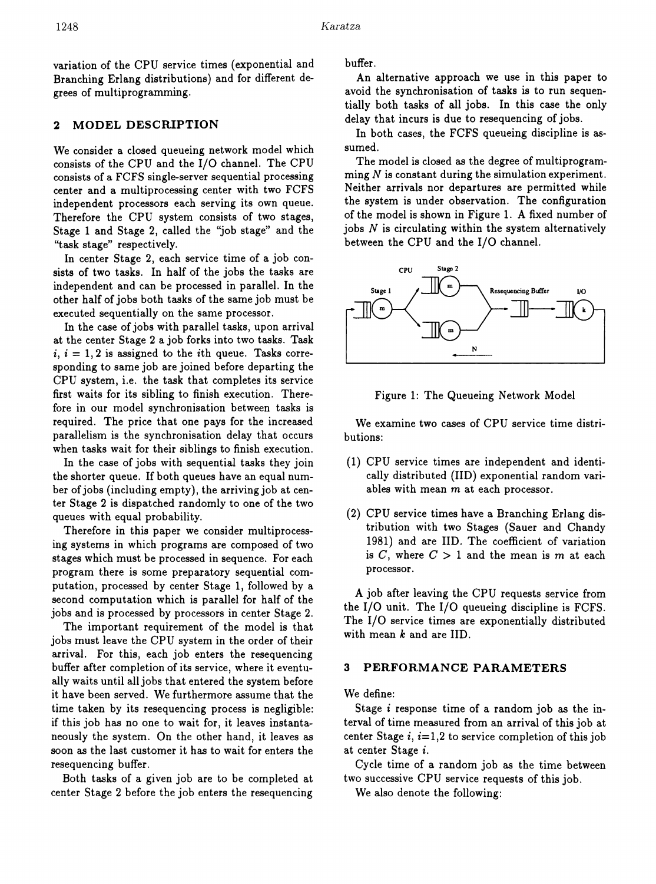variation of the CPU service times (exponential and Branching Erlang distributions) and for different degrees of multiprogramming.

## 2 MODEL DESCRIPTION

We consider a closed queueing network model which consists of the CPU and the I/O channel. The CPU consists of a FCFS single-server sequential processing center and a multiprocessing center with two FCFS independent processors each serving its own queue. Therefore the CPU system consists of two stages, Stage 1 and Stage 2, called the "job stage" and the "task stage" respectively.

In center Stage 2, each service time of a job consists of two tasks. In half of the jobs the tasks are independent and can be processed in parallel. In the other half of jobs both tasks of the same job must be executed sequentially on the same processor.

In the case of jobs with parallel tasks, upon arrival at the center Stage 2 a job forks into two tasks. Task $i$, $i = 1, 2$ is assigned to the $i$th queue. Tasks corresponding to same job are joined before departing the CPU system, i.e. the task that completes its service first waits for its sibling to finish execution. Therefore in our model synchronisation between tasks is required. The price that one pays for the increased parallelism is the synchronisation delay that occurs when tasks wait for their siblings to finish execution.

In the case of jobs with sequential tasks they join the shorter queue. If both queues have an equal number of jobs (including empty), the arriving job at center Stage 2 is dispatched randomly to one of the two queues with equal probability.

Therefore in this paper we consider multiprocessing systems in which programs are composed of two stages which must be processed in sequence. For each program there is some preparatory sequential computation, processed by center Stage 1, followed by a second computation which is parallel for half of the jobs and is processed by processors in center Stage 2.

The important requirement of the model is that jobs must leave the CPU system in the order of their arrival. For this, each job enters the resequencing buffer after completion of its service, where it eventually waits until all jobs that entered the system before it have been served. We furthermore assume that the time taken by its resequencing process is negligible: if this job has no one to wait for, it leaves instantaneously the system. On the other hand, it leaves as soon as the last customer it has to wait for enters the resequencing buffer.

Both tasks of a given job are to be completed at center Stage 2 before the job enters the resequencing buffer.

An alternative approach we use in this paper to avoid the synchronisation of tasks is to run sequentially both tasks of all jobs. In this case the only delay that incurs is due to resequencing of jobs.

In both cases, the FCFS queueing discipline is assumed.

The model is closed as the degree of multiprogramming $N$ is constant during the simulation experiment. Neither arrivals nor departures are permitted while the system is under observation. The configuration of the model is shown in Figure 1. A fixed number of jobs $N$ is circulating within the system alternatively between the CPU and the I/O channel.

Figure 1: The Queueing Network Model

We examine two cases of CPU service time distributions:

(1) CPU service times are independent and identically distributed (IID) exponential random variables with mean $m$ at each processor.

(2) CPU service times have a Branching Erlang distribution with two Stages (Sauer and Chandy 1981) and are IID. The coefficient of variation is $C$, where $C > 1$ and the mean is $m$ at each processor.

A job after leaving the CPU requests service from the I/O unit. The I/O queueing discipline is FCFS. The I/O service times are exponentially distributed with mean $k$ and are IID.

## 3 PERFORMANCE PARAMETERS

We define:

Stage $i$ response time of a random job as the interval of time measured from an arrival of this job at center Stage $i$, $i$=1,2 to service completion of this job at center Stage $i$.

Cycle time of a random job as the time between two successive CPU service requests of this job.

We also denote the following: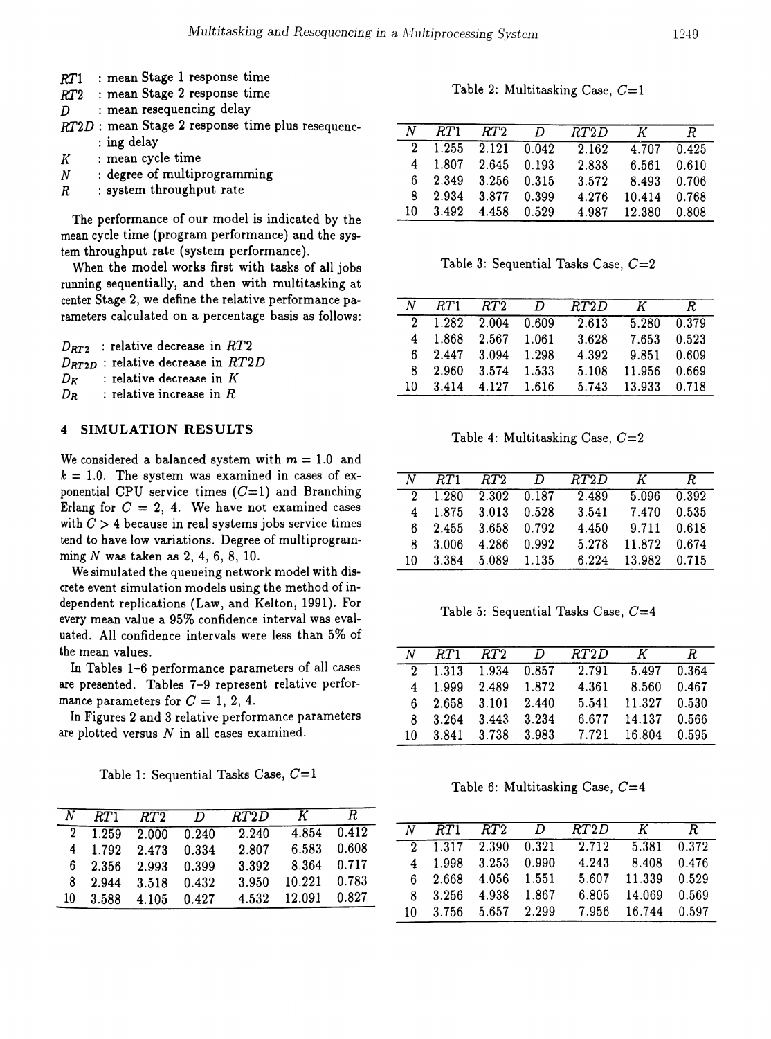$RT1$ : mean Stage 1 response time
$RT2$ : mean Stage 2 response time
$D$ : mean resequencing delay
$RT2D$ : mean Stage 2 response time plus resequencing delay
$K$ : mean cycle time
$N$ : degree of multiprogramming
$R$ : system throughput rate

The performance of our model is indicated by the mean cycle time (program performance) and the system throughput rate (system performance).

When the model works first with tasks of all jobs running sequentially, and then with multitasking at center Stage 2, we define the relative performance parameters calculated on a percentage basis as follows:

$D_{RT2}$ : relative decrease in $RT2$
$D_{RT2D}$ : relative decrease in $RT2D$
$D_K$ : relative decrease in $K$
$D_R$ : relative increase in $R$

## 4 SIMULATION RESULTS

We considered a balanced system with $m = 1.0$ and $k = 1.0$. The system was examined in cases of exponential CPU service times ($C$=1) and Branching Erlang for $C$ = 2, 4. We have not examined cases with $C > 4$ because in real systems jobs service times tend to have low variations. Degree of multiprogramming $N$ was taken as 2, 4, 6, 8, 10.

We simulated the queueing network model with discrete event simulation models using the method of independent replications (Law, and Kelton, 1991). For every mean value a 95% confidence interval was evaluated. All confidence intervals were less than 5% of the mean values.

In Tables 1-6 performance parameters of all cases are presented. Tables 7-9 represent relative performance parameters for $C$ = 1, 2, 4.

In Figures 2 and 3 relative performance parameters are plotted versus $N$ in all cases examined.

Table 1: Sequential Tasks Case, $C$=1

| $N$ | $RT1$ | $RT2$ | $D$ | $RT2D$ | $K$ | $R$ |
|---|---|---|---|---|---|---|
| 2 | 1.259 | 2.000 | 0.240 | 2.240 | 4.854 | 0.412 |
| 4 | 1.792 | 2.473 | 0.334 | 2.807 | 6.583 | 0.608 |
| 6 | 2.356 | 2.993 | 0.399 | 3.392 | 8.364 | 0.717 |
| 8 | 2.944 | 3.518 | 0.432 | 3.950 | 10.221 | 0.783 |
| 10 | 3.588 | 4.105 | 0.427 | 4.532 | 12.091 | 0.827 |

Table 2: Multitasking Case, $C$=1

| $N$ | $RT1$ | $RT2$ | $D$ | $RT2D$ | $K$ | $R$ |
|---|---|---|---|---|---|---|
| 2 | 1.255 | 2.121 | 0.042 | 2.162 | 4.707 | 0.425 |
| 4 | 1.807 | 2.645 | 0.193 | 2.838 | 6.561 | 0.610 |
| 6 | 2.349 | 3.256 | 0.315 | 3.572 | 8.493 | 0.706 |
| 8 | 2.934 | 3.877 | 0.399 | 4.276 | 10.414 | 0.768 |
| 10 | 3.492 | 4.458 | 0.529 | 4.987 | 12.380 | 0.808 |

Table 3: Sequential Tasks Case, $C$=2

| $N$ | $RT1$ | $RT2$ | $D$ | $RT2D$ | $K$ | $R$ |
|---|---|---|---|---|---|---|
| 2 | 1.282 | 2.004 | 0.609 | 2.613 | 5.280 | 0.379 |
| 4 | 1.868 | 2.567 | 1.061 | 3.628 | 7.653 | 0.523 |
| 6 | 2.447 | 3.094 | 1.298 | 4.392 | 9.851 | 0.609 |
| 8 | 2.960 | 3.574 | 1.533 | 5.108 | 11.956 | 0.669 |
| 10 | 3.414 | 4.127 | 1.616 | 5.743 | 13.933 | 0.718 |

Table 4: Multitasking Case, $C$=2

| $N$ | $RT1$ | $RT2$ | $D$ | $RT2D$ | $K$ | $R$ |
|---|---|---|---|---|---|---|
| 2 | 1.280 | 2.302 | 0.187 | 2.489 | 5.096 | 0.392 |
| 4 | 1.875 | 3.013 | 0.528 | 3.541 | 7.470 | 0.535 |
| 6 | 2.455 | 3.658 | 0.792 | 4.450 | 9.711 | 0.618 |
| 8 | 3.006 | 4.286 | 0.992 | 5.278 | 11.872 | 0.674 |
| 10 | 3.384 | 5.089 | 1.135 | 6.224 | 13.982 | 0.715 |

Table 5: Sequential Tasks Case, $C$=4

| $N$ | $RT1$ | $RT2$ | $D$ | $RT2D$ | $K$ | $R$ |
|---|---|---|---|---|---|---|
| 2 | 1.313 | 1.934 | 0.857 | 2.791 | 5.497 | 0.364 |
| 4 | 1.999 | 2.489 | 1.872 | 4.361 | 8.560 | 0.467 |
| 6 | 2.658 | 3.101 | 2.440 | 5.541 | 11.327 | 0.530 |
| 8 | 3.264 | 3.443 | 3.234 | 6.677 | 14.137 | 0.566 |
| 10 | 3.841 | 3.738 | 3.983 | 7.721 | 16.804 | 0.595 |

Table 6: Multitasking Case, $C$=4

| $N$ | $RT1$ | $RT2$ | $D$ | $RT2D$ | $K$ | $R$ |
|---|---|---|---|---|---|---|
| 2 | 1.317 | 2.390 | 0.321 | 2.712 | 5.381 | 0.372 |
| 4 | 1.998 | 3.253 | 0.990 | 4.243 | 8.408 | 0.476 |
| 6 | 2.668 | 4.056 | 1.551 | 5.607 | 11.339 | 0.529 |
| 8 | 3.256 | 4.938 | 1.867 | 6.805 | 14.069 | 0.569 |
| 10 | 3.756 | 5.657 | 2.299 | 7.956 | 16.744 | 0.597 |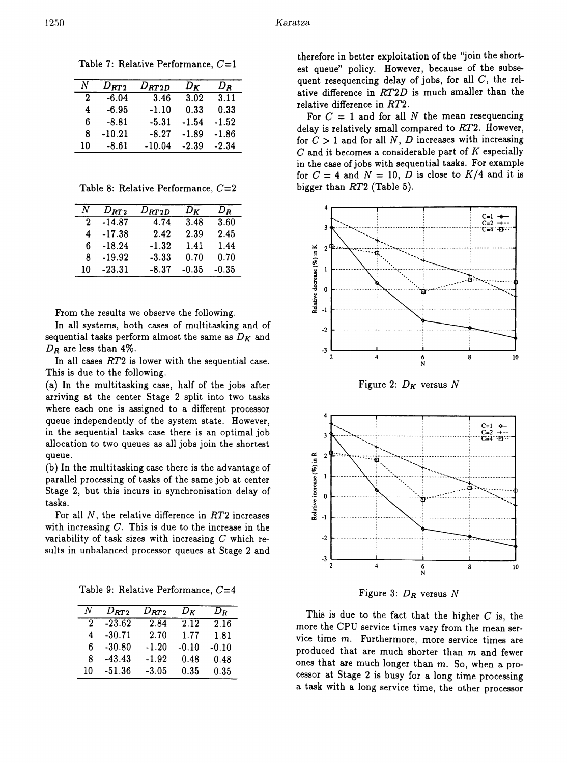Table 7: Relative Performance, $C$=1

| $N$ | $D_{RT2}$ | $D_{RT2D}$ | $D_K$ | $D_R$ |
|---|---|---|---|---|
| 2 | -6.04 | 3.46 | 3.02 | 3.11 |
| 4 | -6.95 | -1.10 | 0.33 | 0.33 |
| 6 | -8.81 | -5.31 | -1.54 | -1.52 |
| 8 | -10.21 | -8.27 | -1.89 | -1.86 |
| 10 | -8.61 | -10.04 | -2.39 | -2.34 |

Table 8: Relative Performance, $C$=2

| $N$ | $D_{RT2}$ | $D_{RT2D}$ | $D_K$ | $D_R$ |
|---|---|---|---|---|
| 2 | -14.87 | 4.74 | 3.48 | 3.60 |
| 4 | -17.38 | 2.42 | 2.39 | 2.45 |
| 6 | -18.24 | -1.32 | 1.41 | 1.44 |
| 8 | -19.92 | -3.33 | 0.70 | 0.70 |
| 10 | -23.31 | -8.37 | -0.35 | -0.35 |

From the results we observe the following.

In all systems, both cases of multitasking and of sequential tasks perform almost the same as $D_K$ and $D_R$ are less than 4%.

In all cases $RT2$ is lower with the sequential case. This is due to the following.

(a) In the multitasking case, half of the jobs after arriving at the center Stage 2 split into two tasks where each one is assigned to a different processor queue independently of the system state. However, in the sequential tasks case there is an optimal job allocation to two queues as all jobs join the shortest queue.

(b) In the multitasking case there is the advantage of parallel processing of tasks of the same job at center Stage 2, but this incurs in synchronisation delay of tasks.

For all $N$, the relative difference in $RT2$ increases with increasing $C$. This is due to the increase in the variability of task sizes with increasing $C$ which results in unbalanced processor queues at Stage 2 and

Table 9: Relative Performance, $C$=4

| $N$ | $D_{RT2}$ | $D_{RT2}$ | $D_K$ | $D_R$ |
|---|---|---|---|---|
| 2 | -23.62 | 2.84 | 2.12 | 2.16 |
| 4 | -30.71 | 2.70 | 1.77 | 1.81 |
| 6 | -30.80 | -1.20 | -0.10 | -0.10 |
| 8 | -43.43 | -1.92 | 0.48 | 0.48 |
| 10 | -51.36 | -3.05 | 0.35 | 0.35 |

therefore in better exploitation of the "join the shortest queue" policy. However, because of the subsequent resequencing delay of jobs, for all $C$, the relative difference in $RT2D$ is much smaller than the relative difference in $RT2$.

For $C = 1$ and for all $N$ the mean resequencing delay is relatively small compared to $RT2$. However, for $C > 1$ and for all $N$, $D$ increases with increasing $C$ and it becomes a considerable part of $K$ especially in the case of jobs with sequential tasks. For example for $C = 4$ and $N = 10$, $D$ is close to $K/4$ and it is bigger than $RT2$ (Table 5).

Figure 2: $D_K$ versus $N$

Figure 3: $D_R$ versus $N$

This is due to the fact that the higher $C$ is, the more the CPU service times vary from the mean service time $m$. Furthermore, more service times are produced that are much shorter than $m$ and fewer ones that are much longer than $m$. So, when a processor at Stage 2 is busy for a long time processing a task with a long service time, the other processor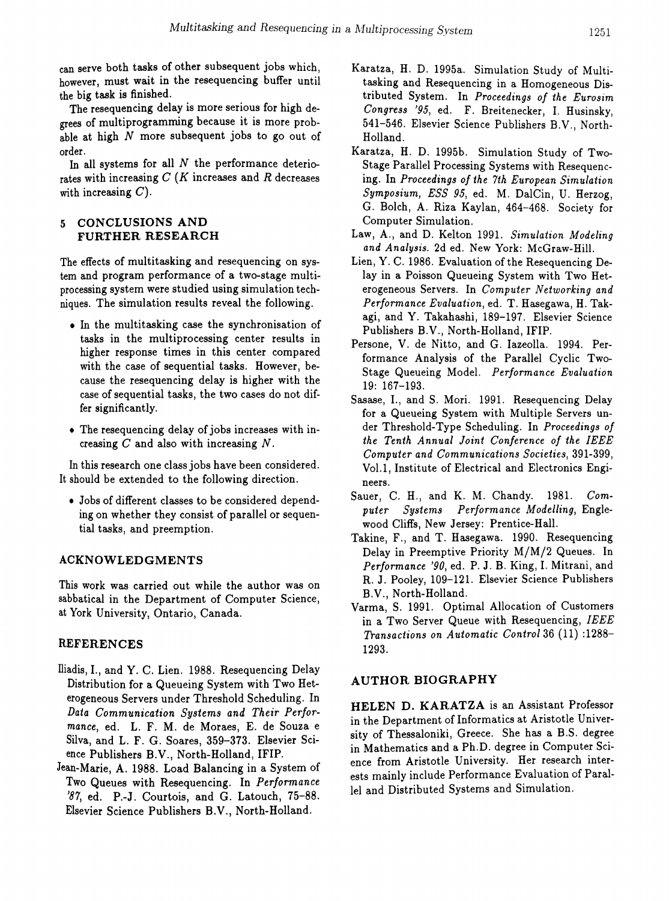can serve both tasks of other subsequent jobs which, however, must wait in the resequencing buffer until the big task is finished.

The resequencing delay is more serious for high degrees of multiprogramming because it is more probable at high $N$ more subsequent jobs to go out of order.

In all systems for all $N$ the performance deteriorates with increasing $C$ ($K$ increases and $R$ decreases with increasing $C$).

## 5 CONCLUSIONS AND FURTHER RESEARCH

The effects of multitasking and resequencing on system and program performance of a two-stage multiprocessing system were studied using simulation techniques. The simulation results reveal the following.

- In the multitasking case the synchronisation of tasks in the multiprocessing center results in higher response times in this center compared with the case of sequential tasks. However, because the resequencing delay is higher with the case of sequential tasks, the two cases do not differ significantly.
- The resequencing delay of jobs increases with increasing $C$ and also with increasing $N$.

In this research one class jobs have been considered. It should be extended to the following direction.

- Jobs of different classes to be considered depending on whether they consist of parallel or sequential tasks, and preemption.

## ACKNOWLEDGMENTS

This work was carried out while the author was on sabbatical in the Department of Computer Science, at York University, Ontario, Canada.

## REFERENCES

Iliadis, I., and Y. C. Lien. 1988. Resequencing Delay Distribution for a Queueing System with Two Heterogeneous Servers under Threshold Scheduling. In *Data Communication Systems and Their Performance*, ed. L. F. M. de Moraes, E. de Souza e Silva, and L. F. G. Soares, 359–373. Elsevier Science Publishers B.V., North-Holland, IFIP.

Jean-Marie, A. 1988. Load Balancing in a System of Two Queues with Resequencing. In *Performance '87*, ed. P.-J. Courtois, and G. Latouch, 75–88. Elsevier Science Publishers B.V., North-Holland.

Karatza, H. D. 1995a. Simulation Study of Multitasking and Resequencing in a Homogeneous Distributed System. In *Proceedings of the Eurosim Congress '95*, ed. F. Breitenecker, I. Husinsky, 541–546. Elsevier Science Publishers B.V., North-Holland.

Karatza, H. D. 1995b. Simulation Study of Two-Stage Parallel Processing Systems with Resequencing. In *Proceedings of the 7th European Simulation Symposium, ESS 95*, ed. M. DalCin, U. Herzog, G. Bolch, A. Riza Kaylan, 464–468. Society for Computer Simulation.

Law, A., and D. Kelton 1991. *Simulation Modeling and Analysis.* 2d ed. New York: McGraw-Hill.

Lien, Y. C. 1986. Evaluation of the Resequencing Delay in a Poisson Queueing System with Two Heterogeneous Servers. In *Computer Networking and Performance Evaluation*, ed. T. Hasegawa, H. Takagi, and Y. Takahashi, 189–197. Elsevier Science Publishers B.V., North-Holland, IFIP.

Persone, V. de Nitto, and G. Iazeolla. 1994. Performance Analysis of the Parallel Cyclic Two-Stage Queueing Model. *Performance Evaluation* 19: 167–193.

Sasase, I., and S. Mori. 1991. Resequencing Delay for a Queueing System with Multiple Servers under Threshold-Type Scheduling. In *Proceedings of the Tenth Annual Joint Conference of the IEEE Computer and Communications Societies*, 391-399, Vol.1, Institute of Electrical and Electronics Engineers.

Sauer, C. H., and K. M. Chandy. 1981. *Computer Systems Performance Modelling*, Englewood Cliffs, New Jersey: Prentice-Hall.

Takine, F., and T. Hasegawa. 1990. Resequencing Delay in Preemptive Priority M/M/2 Queues. In *Performance '90*, ed. P. J. B. King, I. Mitrani, and R. J. Pooley, 109–121. Elsevier Science Publishers B.V., North-Holland.

Varma, S. 1991. Optimal Allocation of Customers in a Two Server Queue with Resequencing, *IEEE Transactions on Automatic Control* 36 (11) :1288–1293.

## AUTHOR BIOGRAPHY

**HELEN D. KARATZA** is an Assistant Professor in the Department of Informatics at Aristotle University of Thessaloniki, Greece. She has a B.S. degree in Mathematics and a Ph.D. degree in Computer Science from Aristotle University. Her research interests mainly include Performance Evaluation of Parallel and Distributed Systems and Simulation.